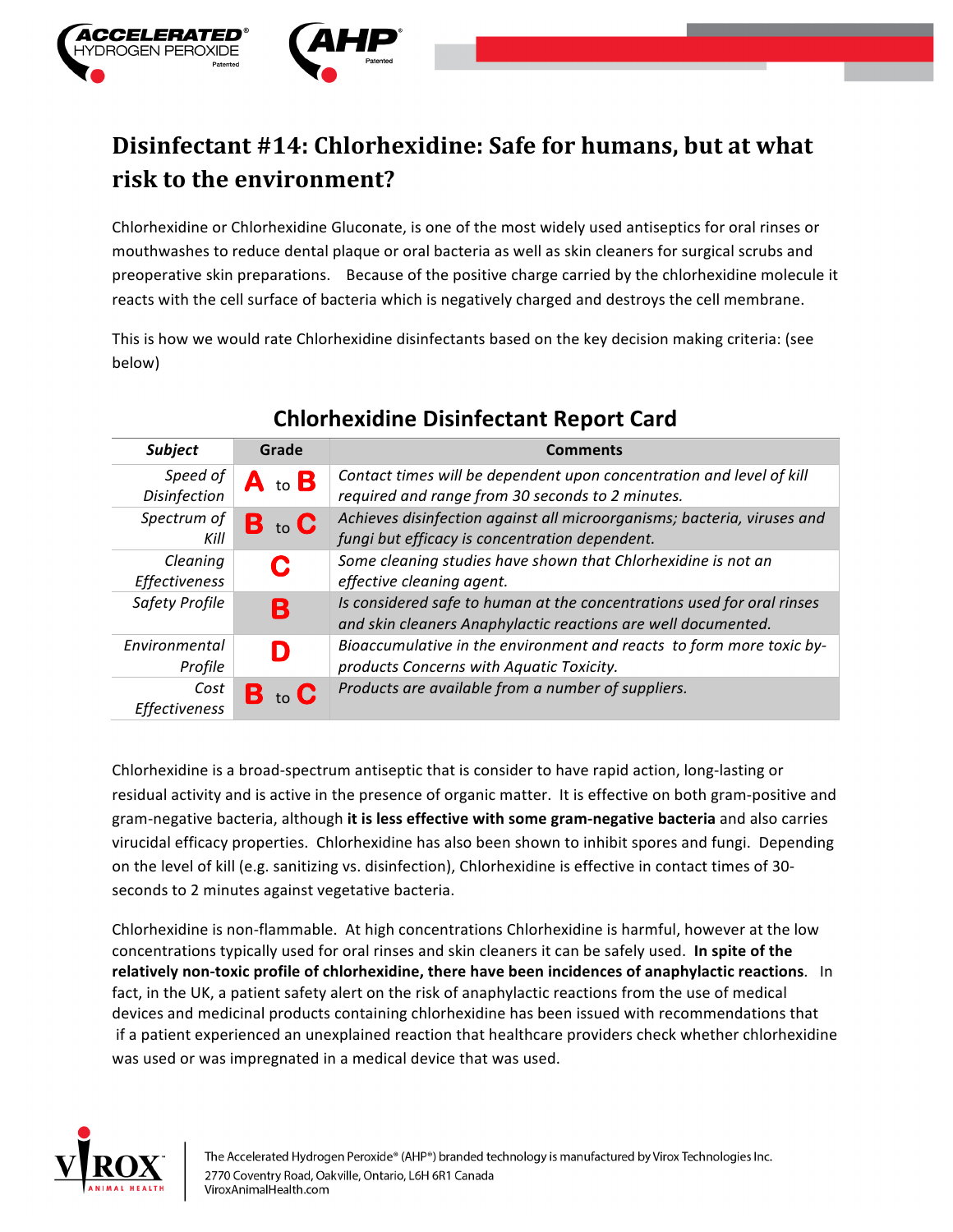# Disinfectant #14: Chlorhexidine: Safe for humans, but at what risk to the environment?

Chlorhexidine or Chlorhexidine Gluconate, is one of the most widely used antiseptics for oral rinses or mouthwashes to reduce dental plaque or oral bacteria as well as skin cleaners for surgical scrubs and preoperative skin preparations. Because of the positive charge carried by the chlorhexidine molecule it reacts with the cell surface of bacteria which is negatively charged and destroys the cell membrane.

This is how we would rate Chlorhexidine disinfectants based on the key decision making criteria: (see below)

## Chlorhexidine Disinfectant Report Card

| *Subject* | Grade | Comments |
|---|---|---|
| *Speed of Disinfection* | A to B | *Contact times will be dependent upon concentration and level of kill required and range from 30 seconds to 2 minutes.* |
| *Spectrum of Kill* | B to C | *Achieves disinfection against all microorganisms; bacteria, viruses and fungi but efficacy is concentration dependent.* |
| *Cleaning Effectiveness* | C | *Some cleaning studies have shown that Chlorhexidine is not an effective cleaning agent.* |
| *Safety Profile* | B | *Is considered safe to human at the concentrations used for oral rinses and skin cleaners Anaphylactic reactions are well documented.* |
| *Environmental Profile* | D | *Bioaccumulative in the environment and reacts to form more toxic by-products Concerns with Aquatic Toxicity.* |
| *Cost Effectiveness* | B to C | *Products are available from a number of suppliers.* |

Chlorhexidine is a broad-spectrum antiseptic that is consider to have rapid action, long-lasting or residual activity and is active in the presence of organic matter. It is effective on both gram-positive and gram-negative bacteria, although **it is less effective with some gram-negative bacteria** and also carries virucidal efficacy properties. Chlorhexidine has also been shown to inhibit spores and fungi. Depending on the level of kill (e.g. sanitizing vs. disinfection), Chlorhexidine is effective in contact times of 30-seconds to 2 minutes against vegetative bacteria.

Chlorhexidine is non-flammable. At high concentrations Chlorhexidine is harmful, however at the low concentrations typically used for oral rinses and skin cleaners it can be safely used. **In spite of the relatively non-toxic profile of chlorhexidine, there have been incidences of anaphylactic reactions**. In fact, in the UK, a patient safety alert on the risk of anaphylactic reactions from the use of medical devices and medicinal products containing chlorhexidine has been issued with recommendations that if a patient experienced an unexplained reaction that healthcare providers check whether chlorhexidine was used or was impregnated in a medical device that was used.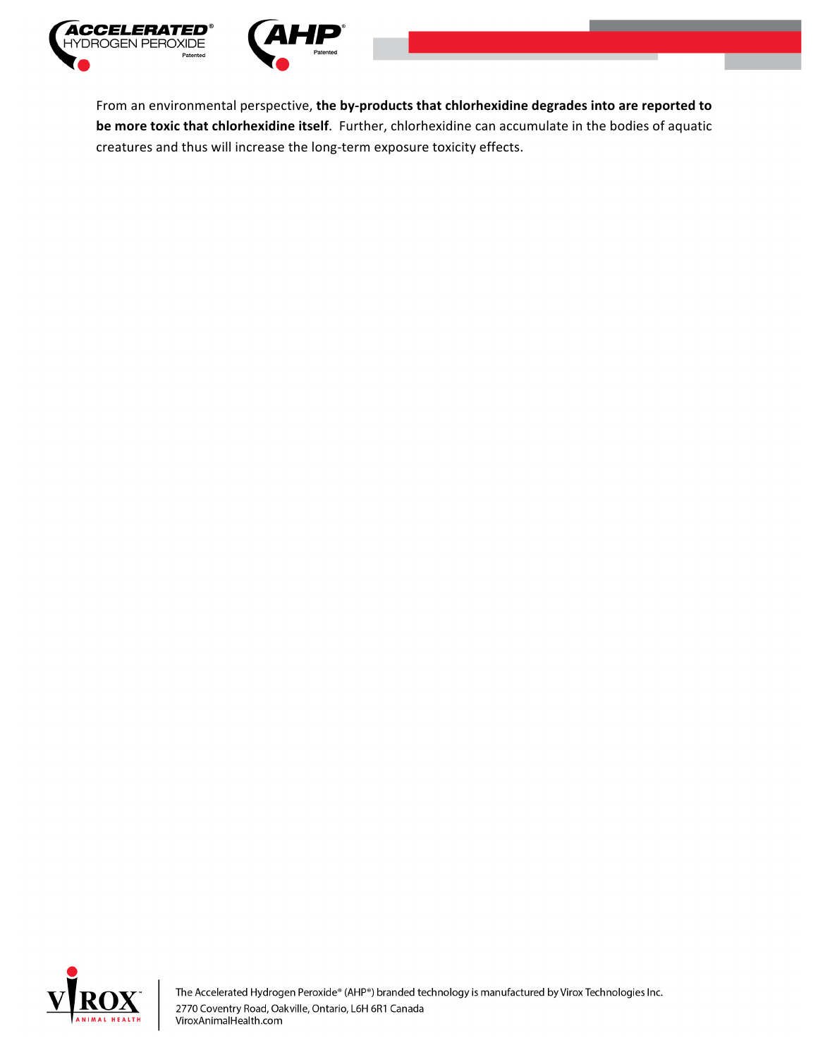From an environmental perspective, **the by-products that chlorhexidine degrades into are reported to be more toxic that chlorhexidine itself**. Further, chlorhexidine can accumulate in the bodies of aquatic creatures and thus will increase the long-term exposure toxicity effects.